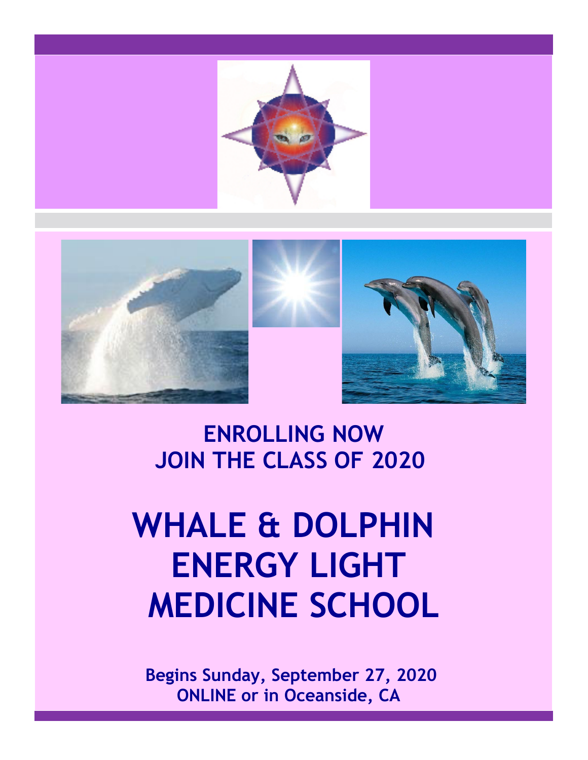**ENROLLING NOW**
**JOIN THE CLASS OF 2020**

# WHALE & DOLPHIN ENERGY LIGHT MEDICINE SCHOOL

**Begins Sunday, September 27, 2020**
**ONLINE or in Oceanside, CA**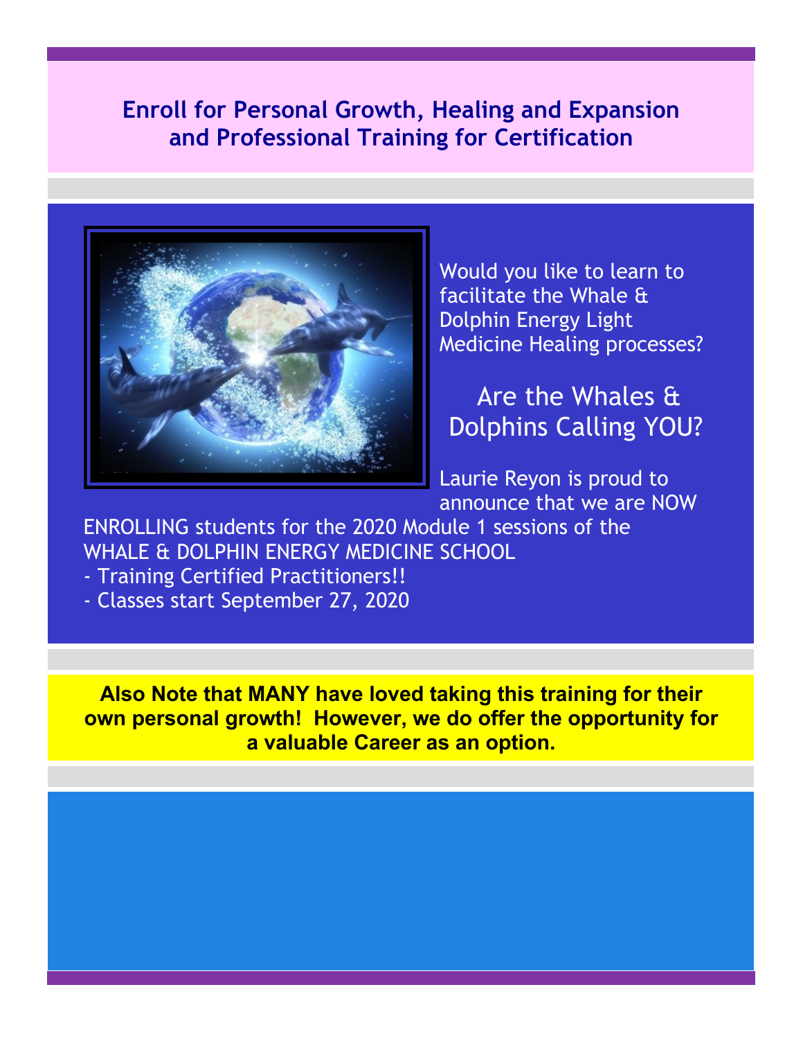## Enroll for Personal Growth, Healing and Expansion and Professional Training for Certification

Would you like to learn to facilitate the Whale & Dolphin Energy Light Medicine Healing processes?

### Are the Whales & Dolphins Calling YOU?

Laurie Reyon is proud to announce that we are NOW ENROLLING students for the 2020 Module 1 sessions of the WHALE & DOLPHIN ENERGY MEDICINE SCHOOL

- Training Certified Practitioners!!
- Classes start September 27, 2020

**Also Note that MANY have loved taking this training for their own personal growth! However, we do offer the opportunity for a valuable Career as an option.**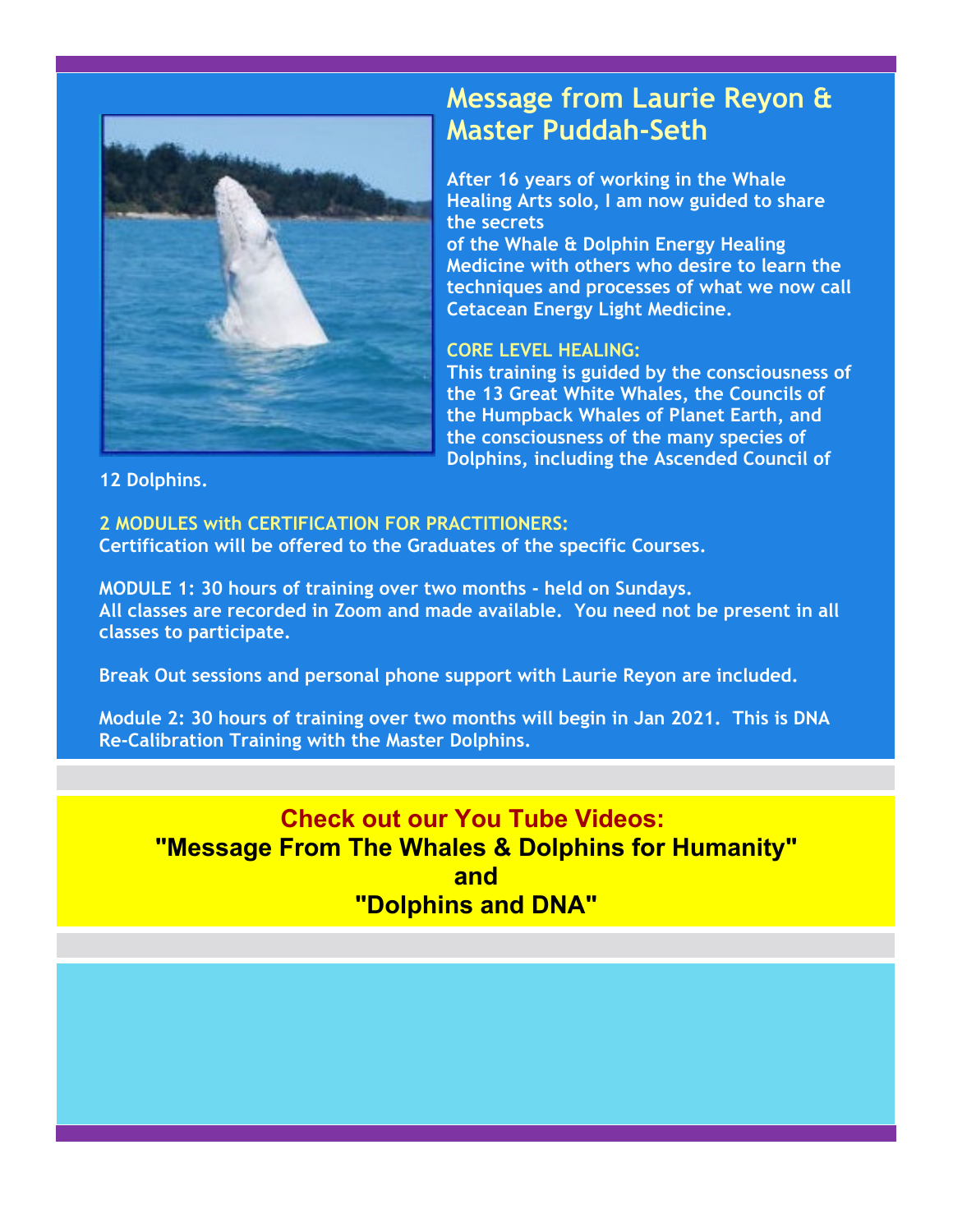## Message from Laurie Reyon & Master Puddah-Seth

**After 16 years of working in the Whale Healing Arts solo, I am now guided to share the secrets of the Whale & Dolphin Energy Healing Medicine with others who desire to learn the techniques and processes of what we now call Cetacean Energy Light Medicine.**

**CORE LEVEL HEALING:**
**This training is guided by the consciousness of the 13 Great White Whales, the Councils of the Humpback Whales of Planet Earth, and the consciousness of the many species of Dolphins, including the Ascended Council of 12 Dolphins.**

**2 MODULES with CERTIFICATION FOR PRACTITIONERS:**
**Certification will be offered to the Graduates of the specific Courses.**

**MODULE 1: 30 hours of training over two months - held on Sundays.**
**All classes are recorded in Zoom and made available. You need not be present in all classes to participate.**

**Break Out sessions and personal phone support with Laurie Reyon are included.**

**Module 2: 30 hours of training over two months will begin in Jan 2021. This is DNA Re-Calibration Training with the Master Dolphins.**

**Check out our You Tube Videos:**
**"Message From The Whales & Dolphins for Humanity"**
**and**
**"Dolphins and DNA"**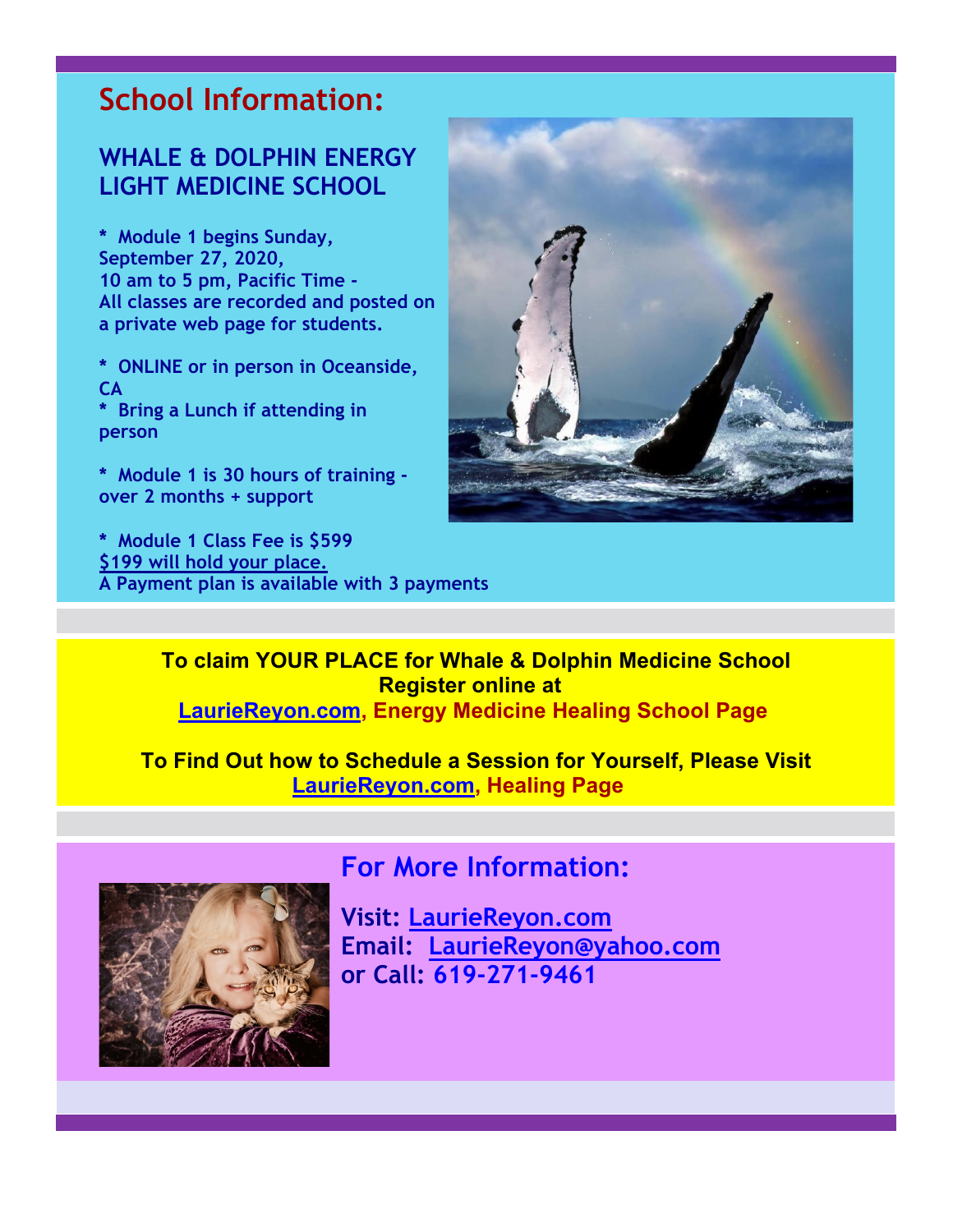# School Information:

## WHALE & DOLPHIN ENERGY LIGHT MEDICINE SCHOOL

* Module 1 begins Sunday, September 27, 2020, 10 am to 5 pm, Pacific Time - All classes are recorded and posted on a private web page for students.

* ONLINE or in person in Oceanside, CA
* Bring a Lunch if attending in person

* Module 1 is 30 hours of training - over 2 months + support

* Module 1 Class Fee is $599
$199 will hold your place.
A Payment plan is available with 3 payments

**To claim YOUR PLACE for Whale & Dolphin Medicine School Register online at LaurieReyon.com, Energy Medicine Healing School Page**

**To Find Out how to Schedule a Session for Yourself, Please Visit LaurieReyon.com, Healing Page**

## For More Information:

**Visit: LaurieReyon.com**
**Email: LaurieReyon@yahoo.com**
**or Call: 619-271-9461**